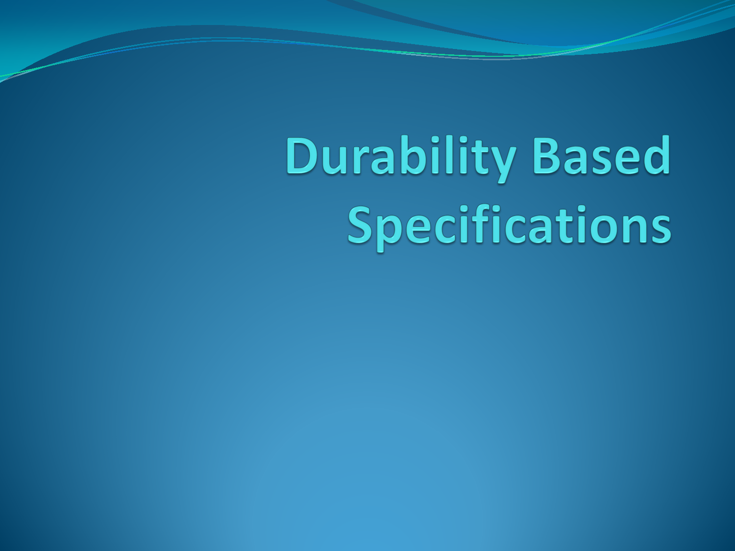# Durability Based Specifications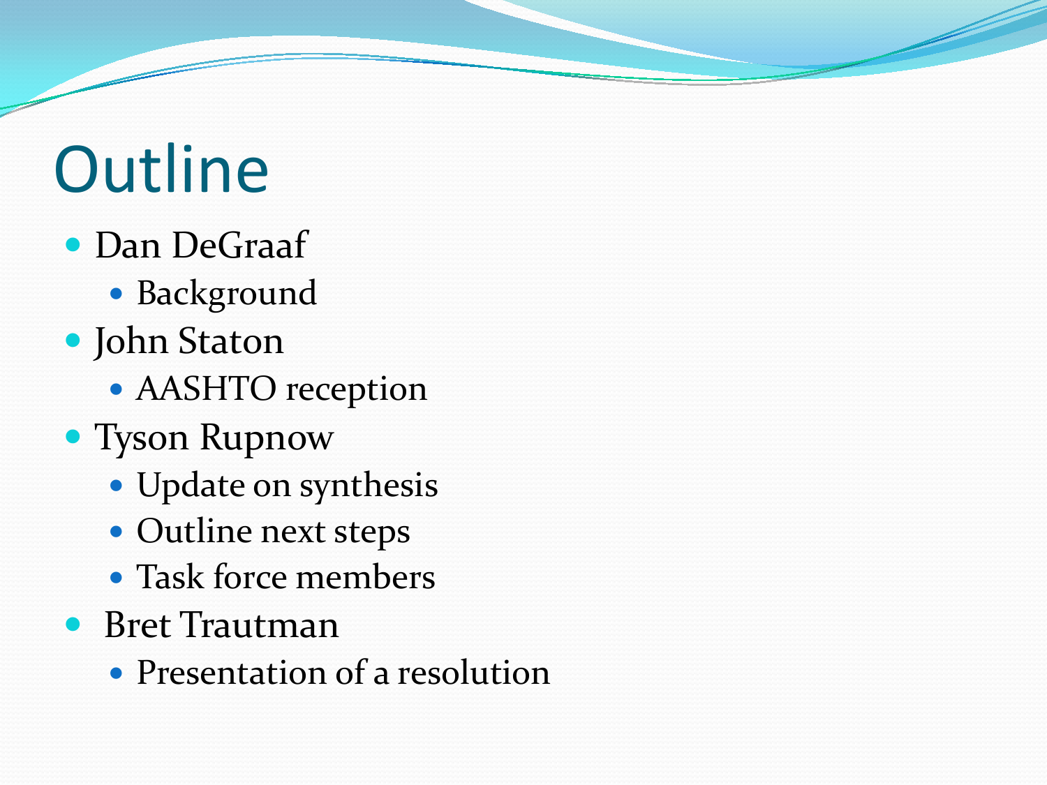# Outline

- Dan DeGraaf
  - Background
- John Staton
  - AASHTO reception
- Tyson Rupnow
  - Update on synthesis
  - Outline next steps
  - Task force members
- Bret Trautman
  - Presentation of a resolution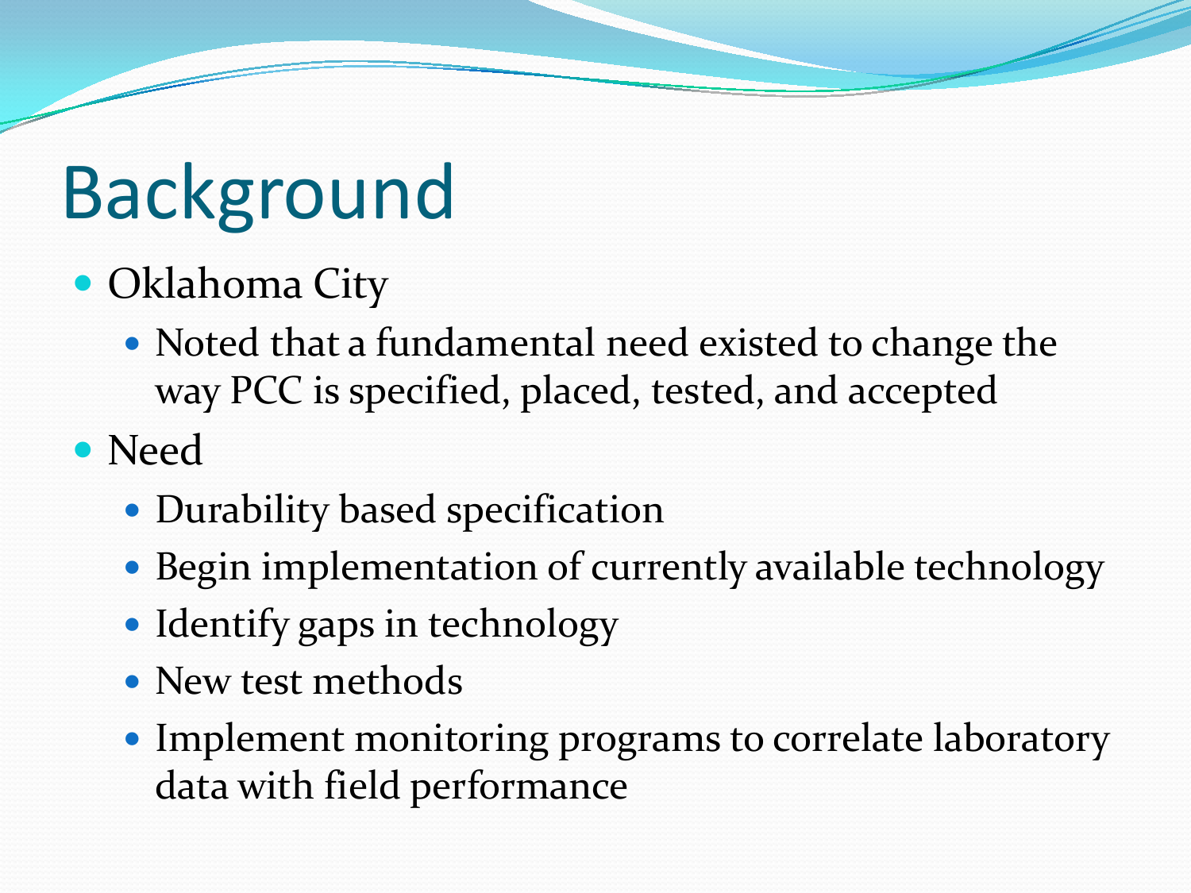# Background

- Oklahoma City
  - Noted that a fundamental need existed to change the way PCC is specified, placed, tested, and accepted
- Need
  - Durability based specification
  - Begin implementation of currently available technology
  - Identify gaps in technology
  - New test methods
  - Implement monitoring programs to correlate laboratory data with field performance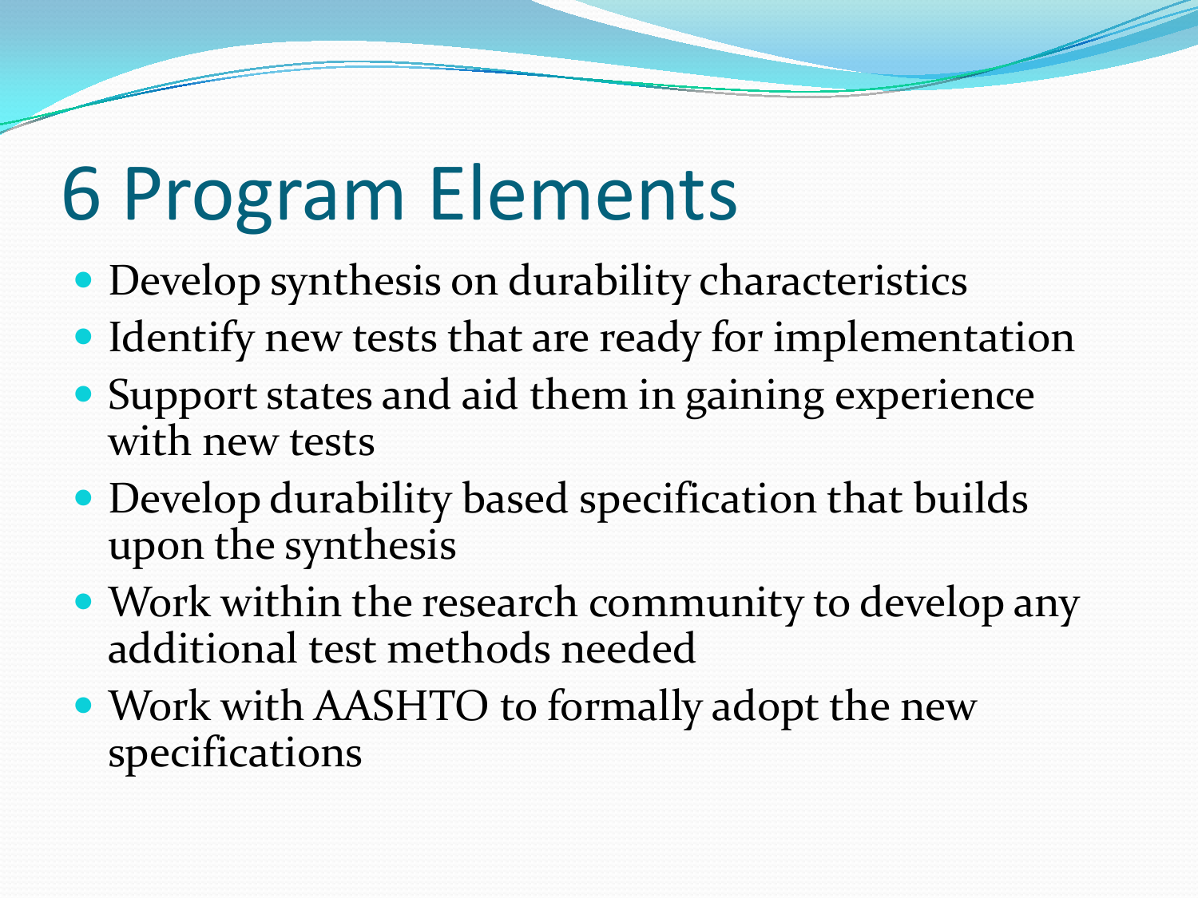# 6 Program Elements

- Develop synthesis on durability characteristics
- Identify new tests that are ready for implementation
- Support states and aid them in gaining experience with new tests
- Develop durability based specification that builds upon the synthesis
- Work within the research community to develop any additional test methods needed
- Work with AASHTO to formally adopt the new specifications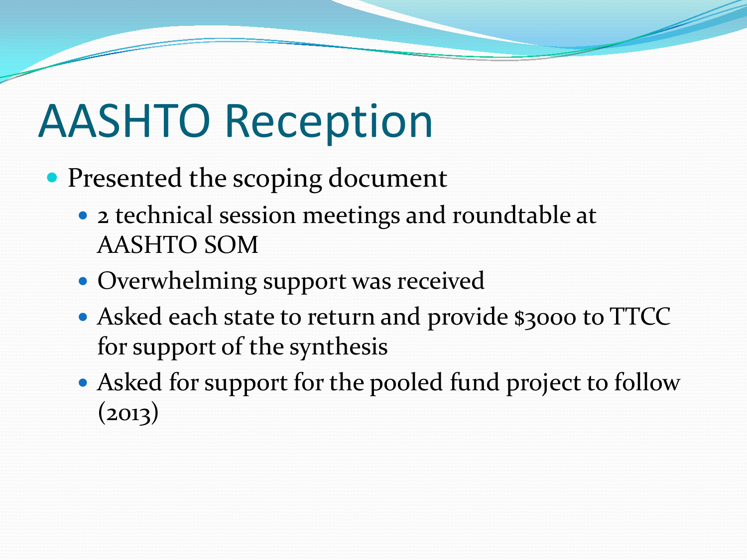# AASHTO Reception

- Presented the scoping document
  - 2 technical session meetings and roundtable at AASHTO SOM
  - Overwhelming support was received
  - Asked each state to return and provide $3000 to TTCC for support of the synthesis
  - Asked for support for the pooled fund project to follow (2013)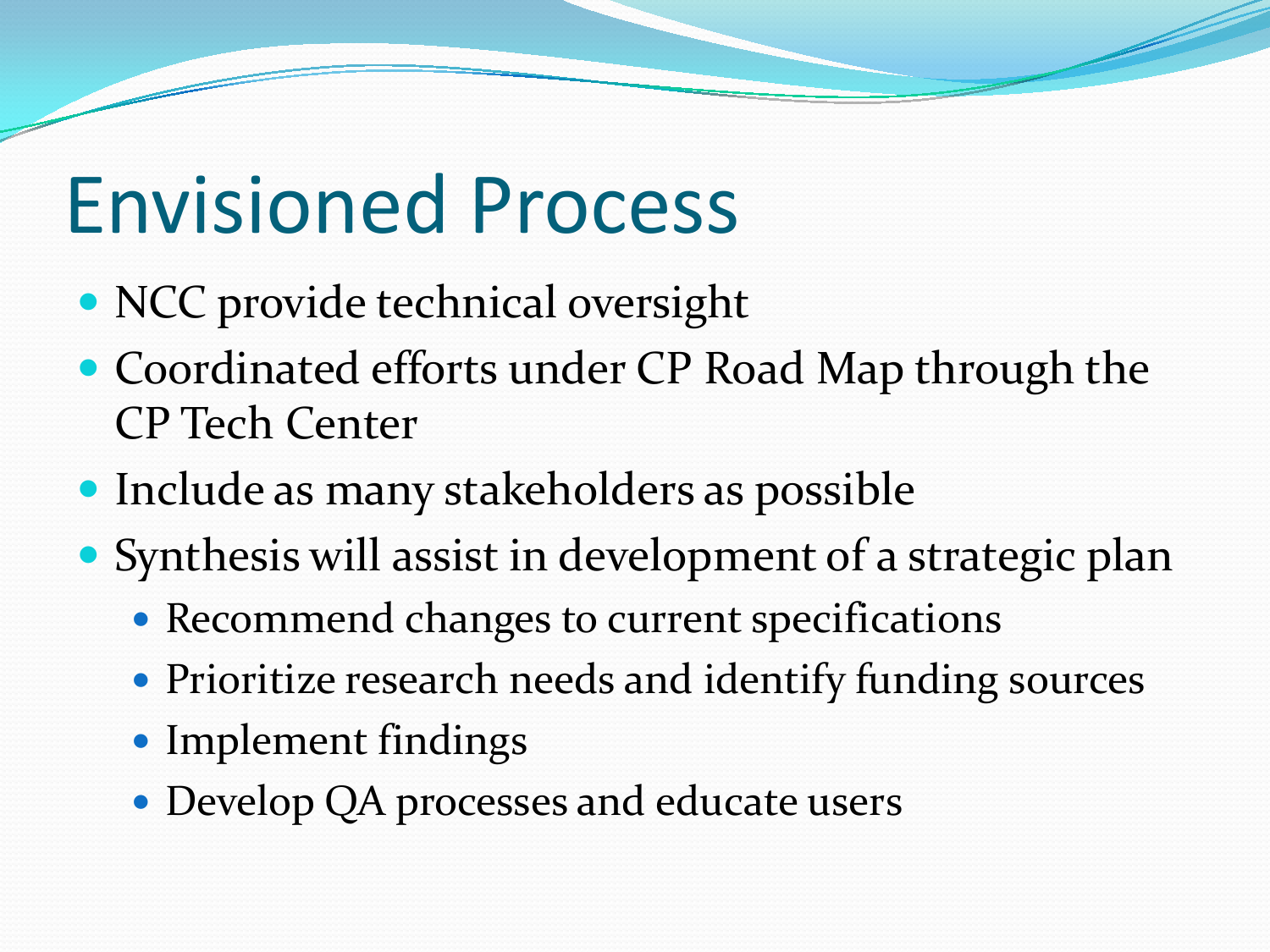# Envisioned Process

- NCC provide technical oversight
- Coordinated efforts under CP Road Map through the CP Tech Center
- Include as many stakeholders as possible
- Synthesis will assist in development of a strategic plan
  - Recommend changes to current specifications
  - Prioritize research needs and identify funding sources
  - Implement findings
  - Develop QA processes and educate users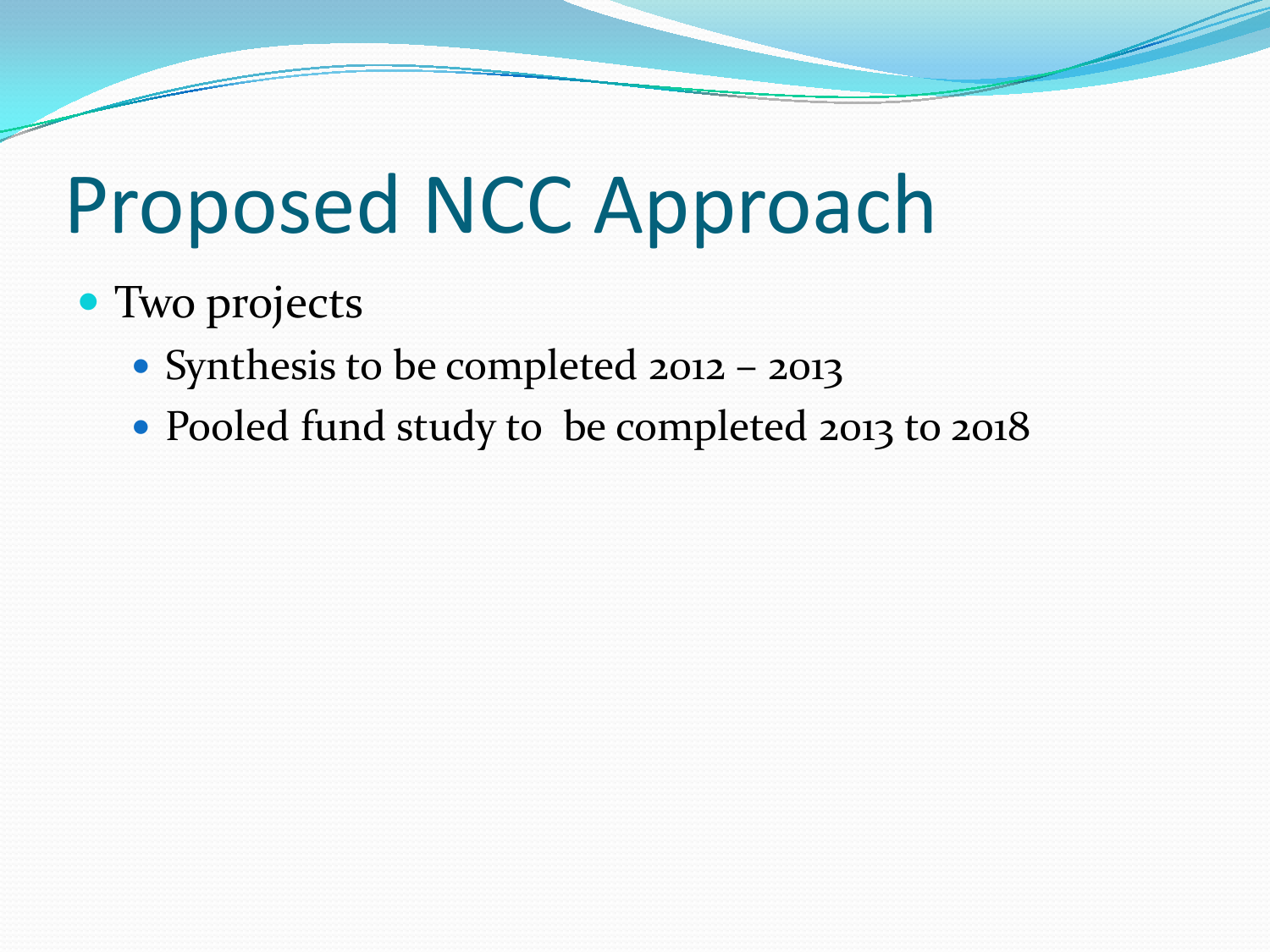# Proposed NCC Approach

- Two projects
  - Synthesis to be completed 2012 – 2013
  - Pooled fund study to be completed 2013 to 2018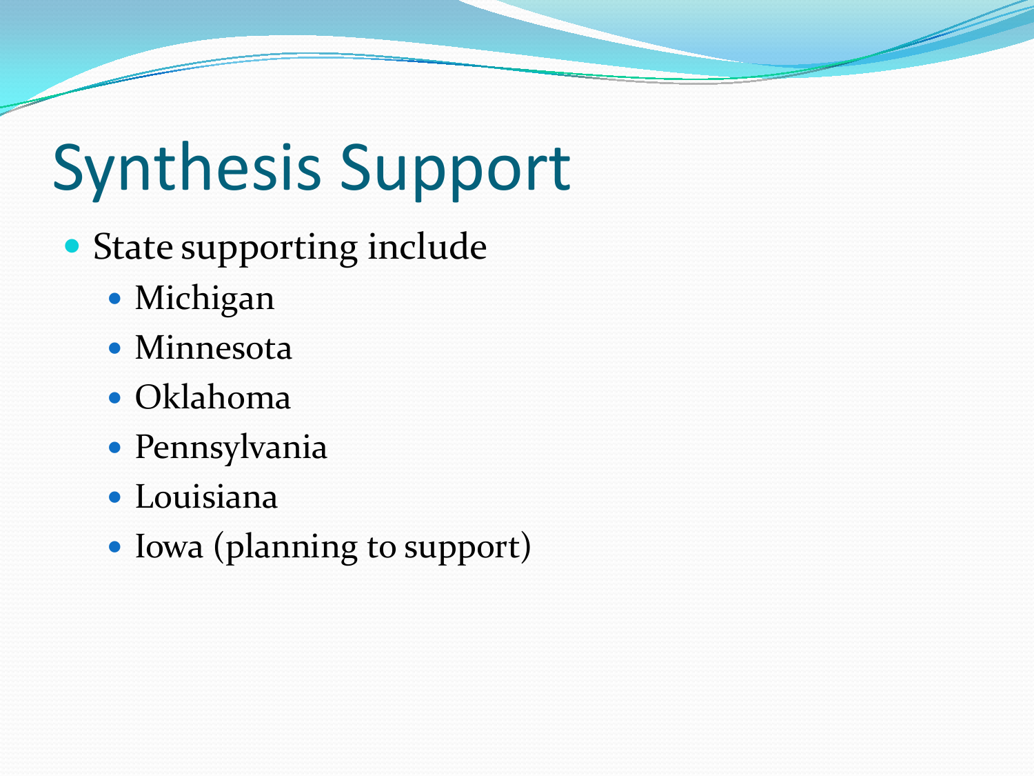# Synthesis Support

- State supporting include
  - Michigan
  - Minnesota
  - Oklahoma
  - Pennsylvania
  - Louisiana
  - Iowa (planning to support)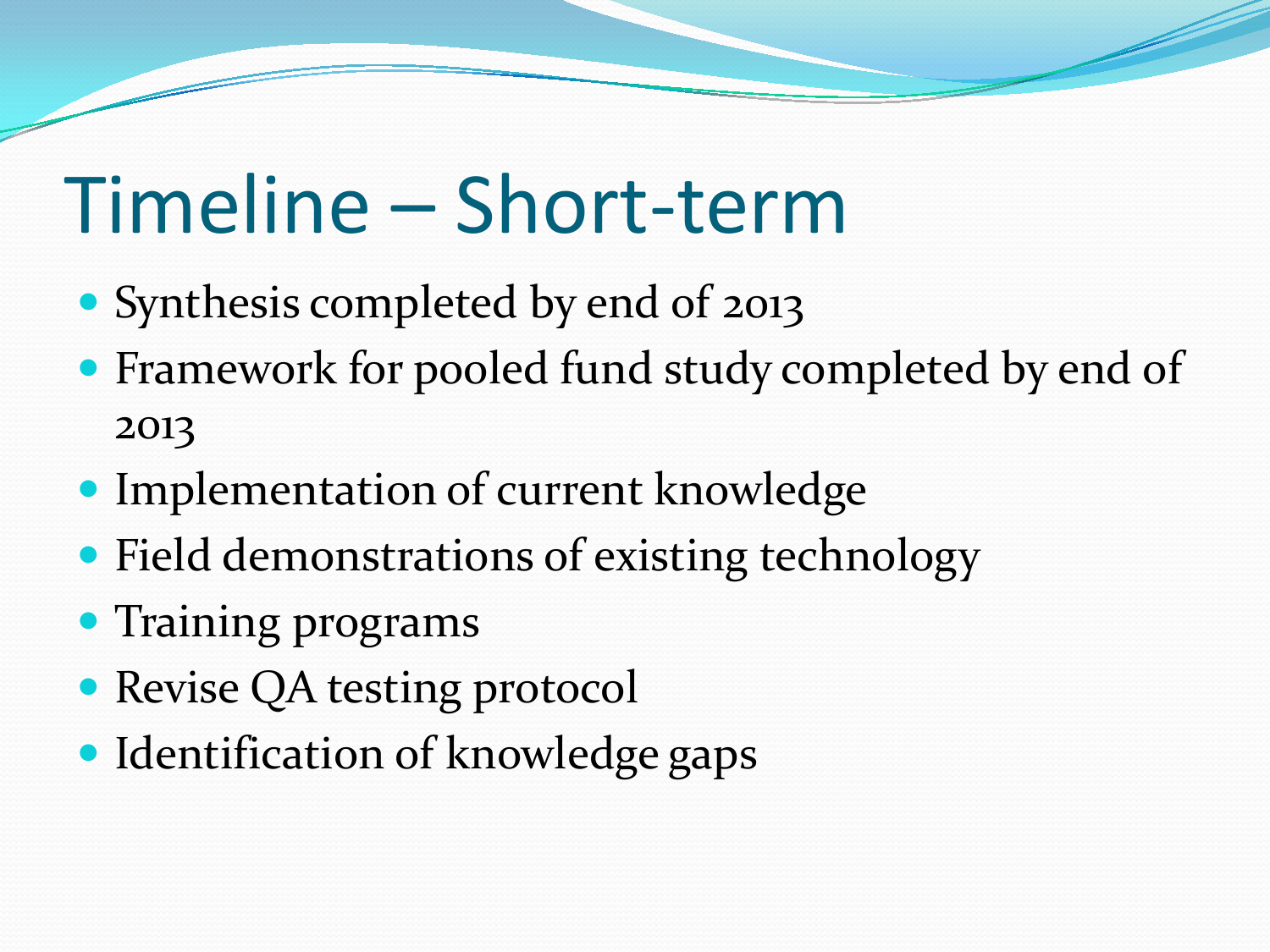# Timeline – Short-term

- Synthesis completed by end of 2013
- Framework for pooled fund study completed by end of 2013
- Implementation of current knowledge
- Field demonstrations of existing technology
- Training programs
- Revise QA testing protocol
- Identification of knowledge gaps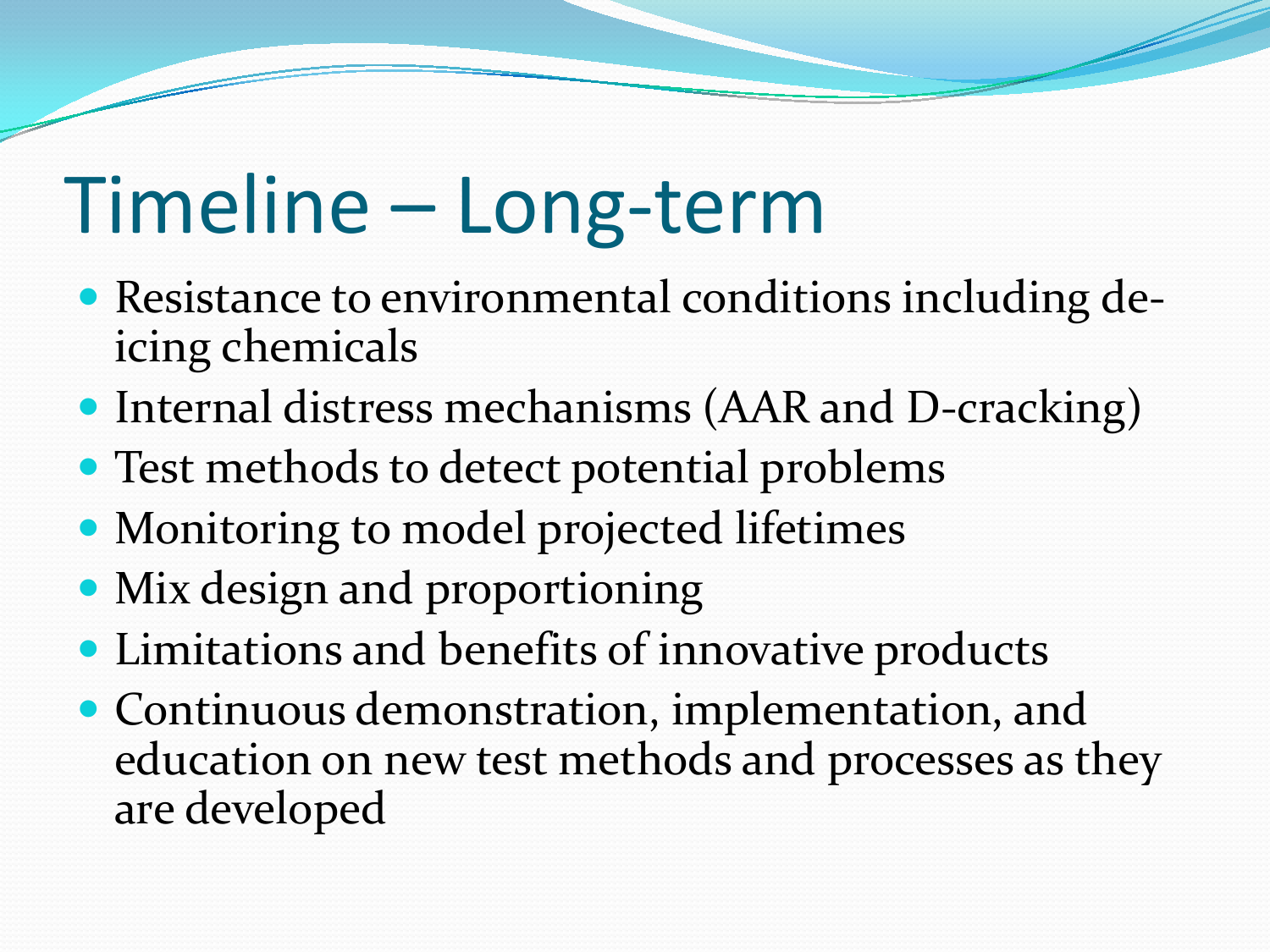# Timeline – Long-term

- Resistance to environmental conditions including de-icing chemicals
- Internal distress mechanisms (AAR and D-cracking)
- Test methods to detect potential problems
- Monitoring to model projected lifetimes
- Mix design and proportioning
- Limitations and benefits of innovative products
- Continuous demonstration, implementation, and education on new test methods and processes as they are developed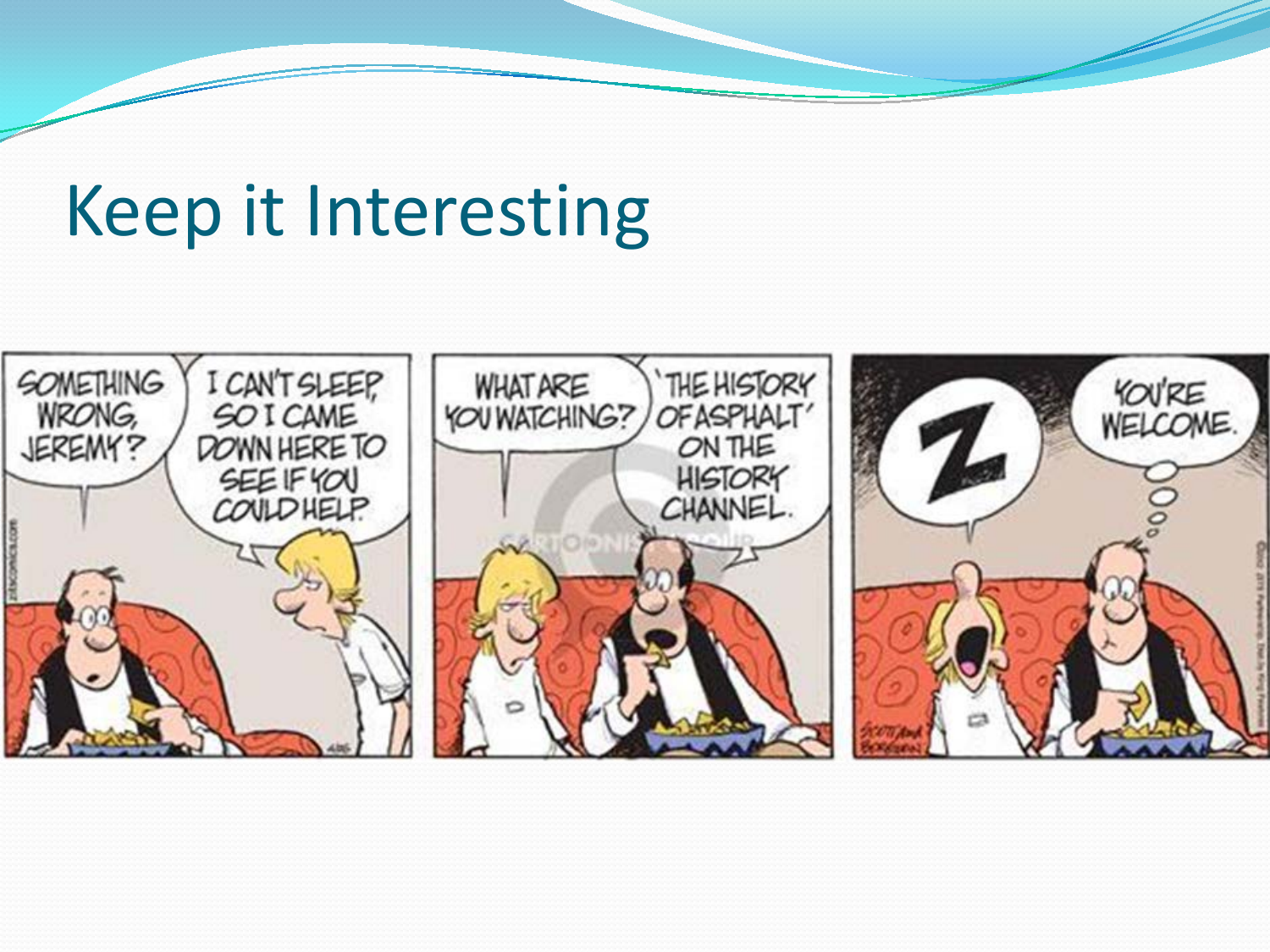# Keep it Interesting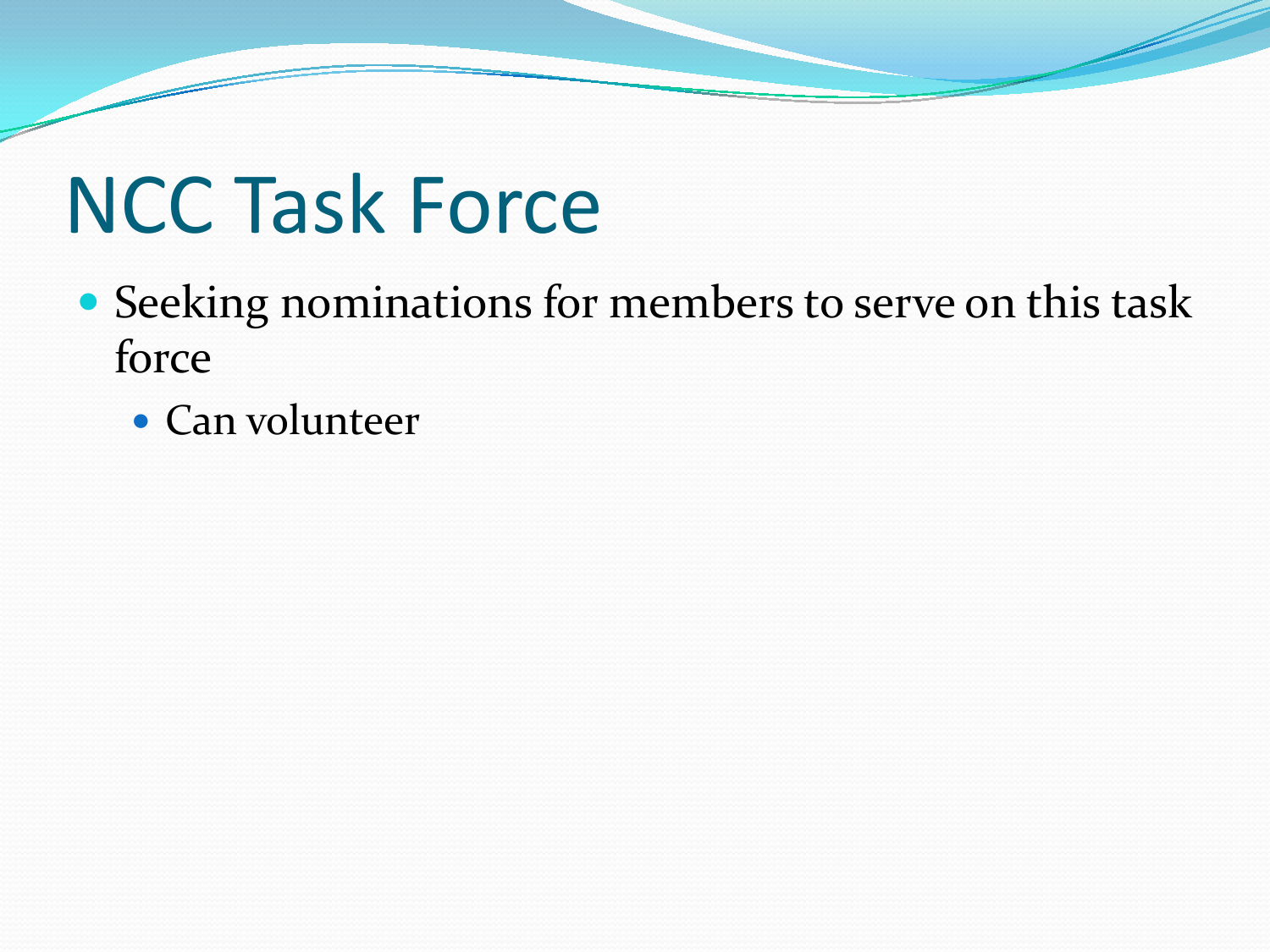# NCC Task Force

- Seeking nominations for members to serve on this task force
  - Can volunteer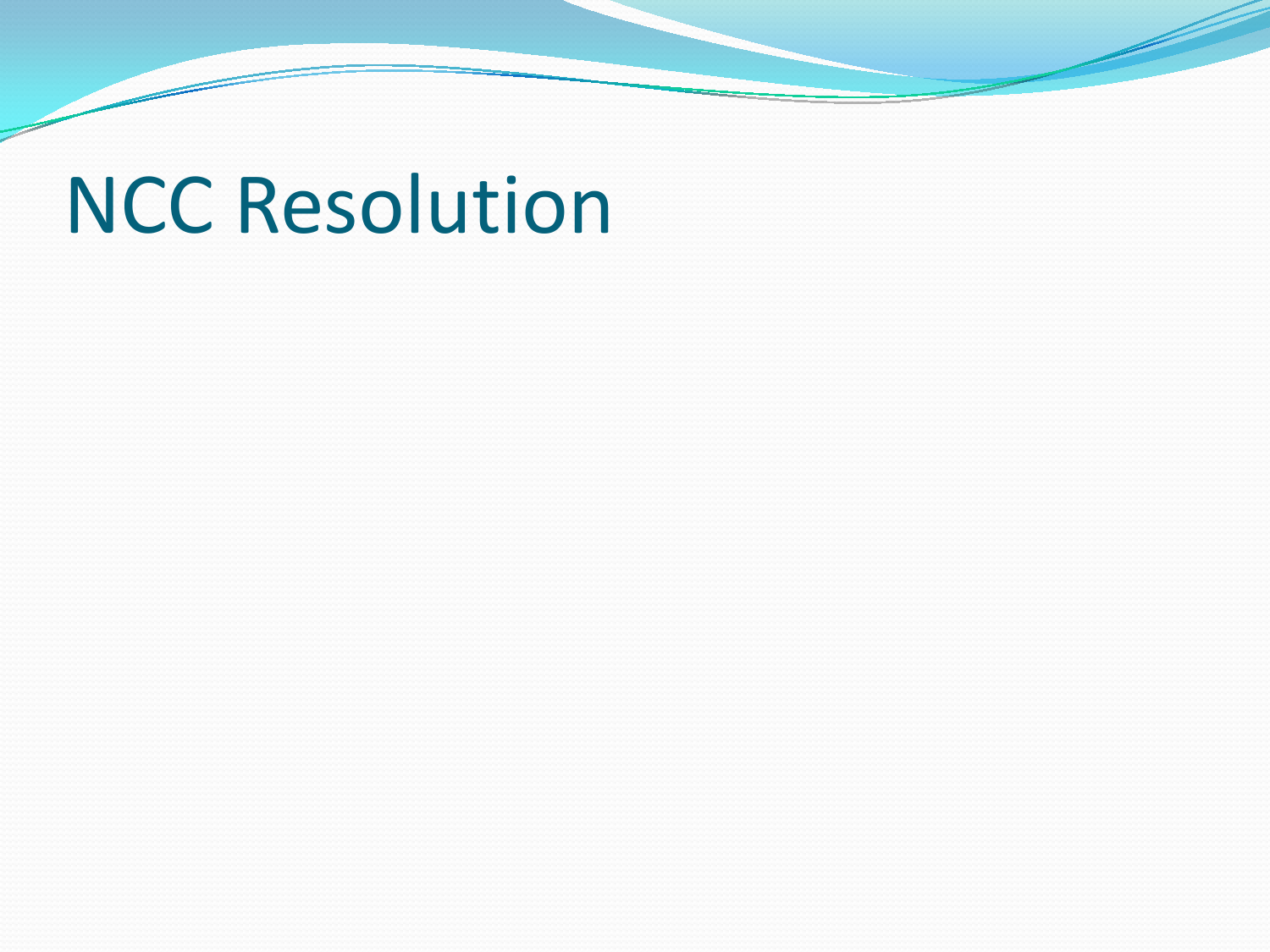# NCC Resolution